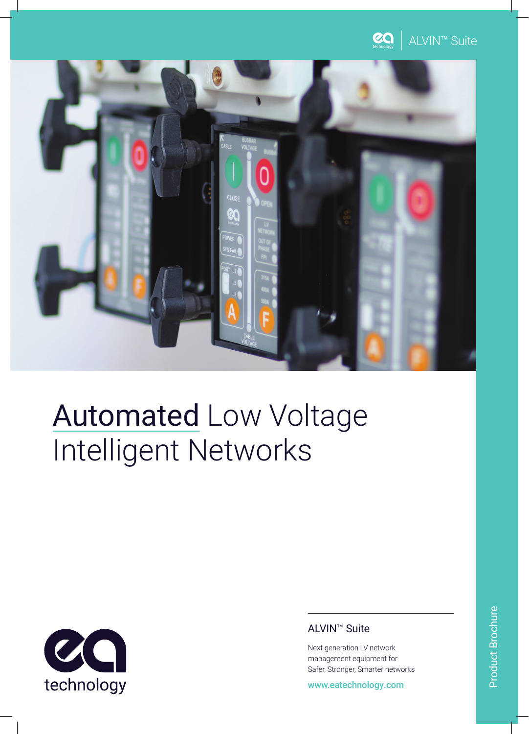ALVIN™ Suite

# Automated Low Voltage Intelligent Networks

ea technology

## ALVIN™ Suite

Next generation LV network management equipment for Safer, Stronger, Smarter networks

www.eatechnology.com

Product Brochure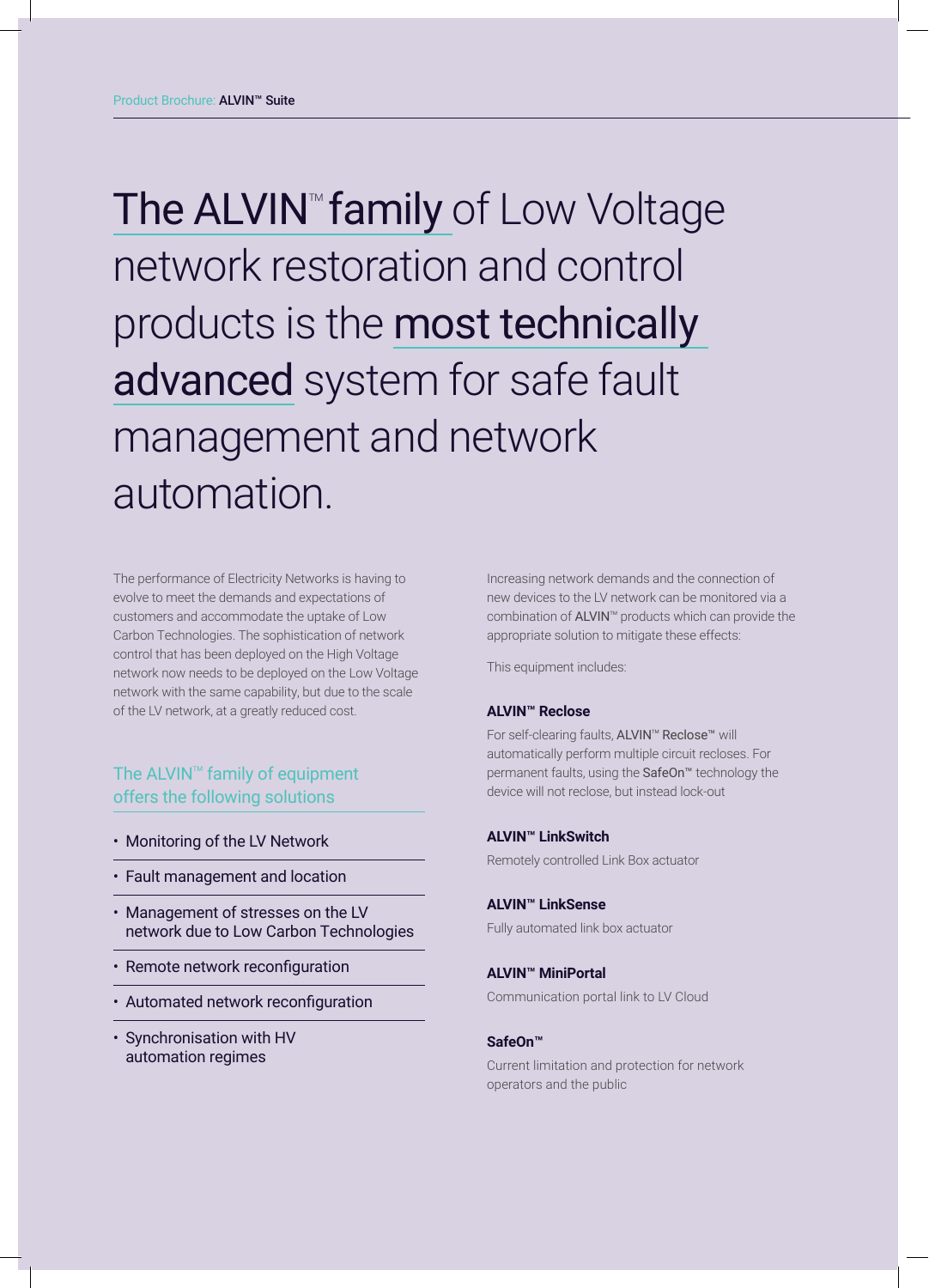# The ALVIN™ family of Low Voltage network restoration and control products is the most technically advanced system for safe fault management and network automation.

The performance of Electricity Networks is having to evolve to meet the demands and expectations of customers and accommodate the uptake of Low Carbon Technologies. The sophistication of network control that has been deployed on the High Voltage network now needs to be deployed on the Low Voltage network with the same capability, but due to the scale of the LV network, at a greatly reduced cost.

## The ALVIN™ family of equipment offers the following solutions

- Monitoring of the LV Network
- Fault management and location
- Management of stresses on the LV network due to Low Carbon Technologies
- Remote network reconfiguration
- Automated network reconfiguration
- Synchronisation with HV automation regimes

Increasing network demands and the connection of new devices to the LV network can be monitored via a combination of ALVIN™ products which can provide the appropriate solution to mitigate these effects:

This equipment includes:

**ALVIN™ Reclose**

For self-clearing faults, ALVIN™ Reclose™ will automatically perform multiple circuit recloses. For permanent faults, using the SafeOn™ technology the device will not reclose, but instead lock-out

**ALVIN™ LinkSwitch**

Remotely controlled Link Box actuator

**ALVIN™ LinkSense**

Fully automated link box actuator

**ALVIN™ MiniPortal**

Communication portal link to LV Cloud

**SafeOn™**

Current limitation and protection for network operators and the public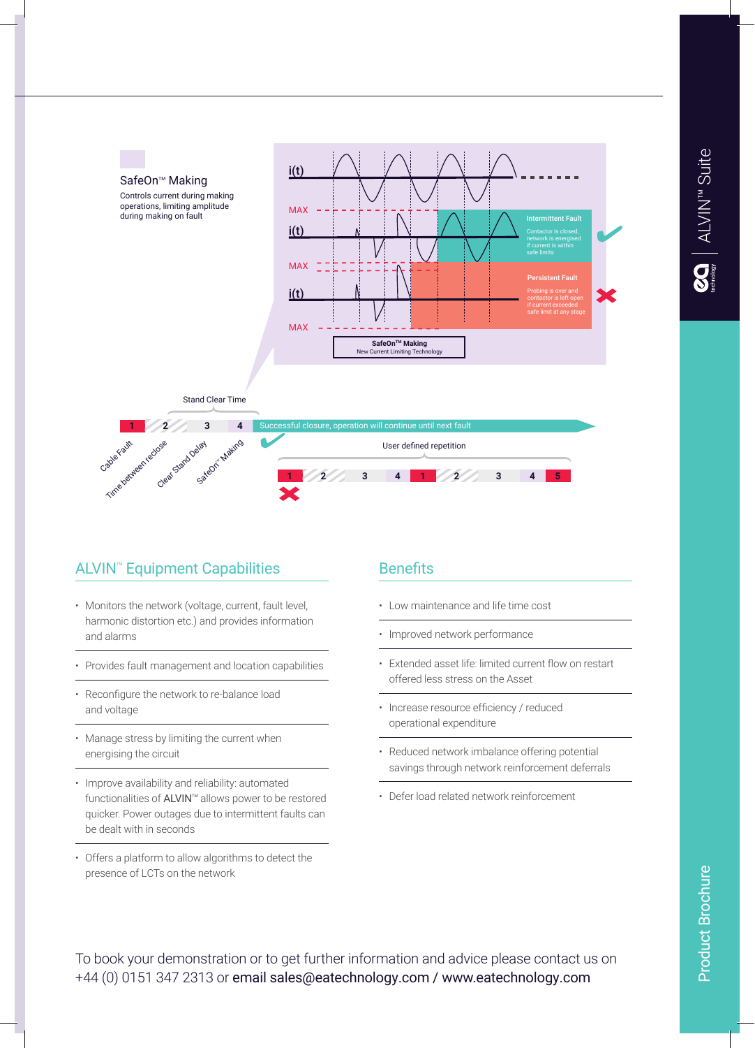SafeOn™ Making

Controls current during making operations, limiting amplitude during making on fault

i(t)

MAX

i(t)

Intermittent Fault

Contactor is closed, network is energised if current is within safe limits

MAX

i(t)

Persistent Fault

Probing is over and contactor is left open if current exceeded safe limit at any stage

MAX

**SafeOn™ Making**
New Current Limiting Technology

Stand Clear Time

1 2 3 4 Successful closure, operation will continue until next fault

Cable Fault · Time between reclose · Clear Stand Delay · SafeOn™ Making

User defined repetition

1 2 3 4 1 2 3 4 5

## ALVIN™ Equipment Capabilities

- Monitors the network (voltage, current, fault level, harmonic distortion etc.) and provides information and alarms
- Provides fault management and location capabilities
- Reconfigure the network to re-balance load and voltage
- Manage stress by limiting the current when energising the circuit
- Improve availability and reliability: automated functionalities of ALVIN™ allows power to be restored quicker. Power outages due to intermittent faults can be dealt with in seconds
- Offers a platform to allow algorithms to detect the presence of LCTs on the network

## Benefits

- Low maintenance and life time cost
- Improved network performance
- Extended asset life: limited current flow on restart offered less stress on the Asset
- Increase resource efficiency / reduced operational expenditure
- Reduced network imbalance offering potential savings through network reinforcement deferrals
- Defer load related network reinforcement

To book your demonstration or to get further information and advice please contact us on +44 (0) 0151 347 2313 or email sales@eatechnology.com / www.eatechnology.com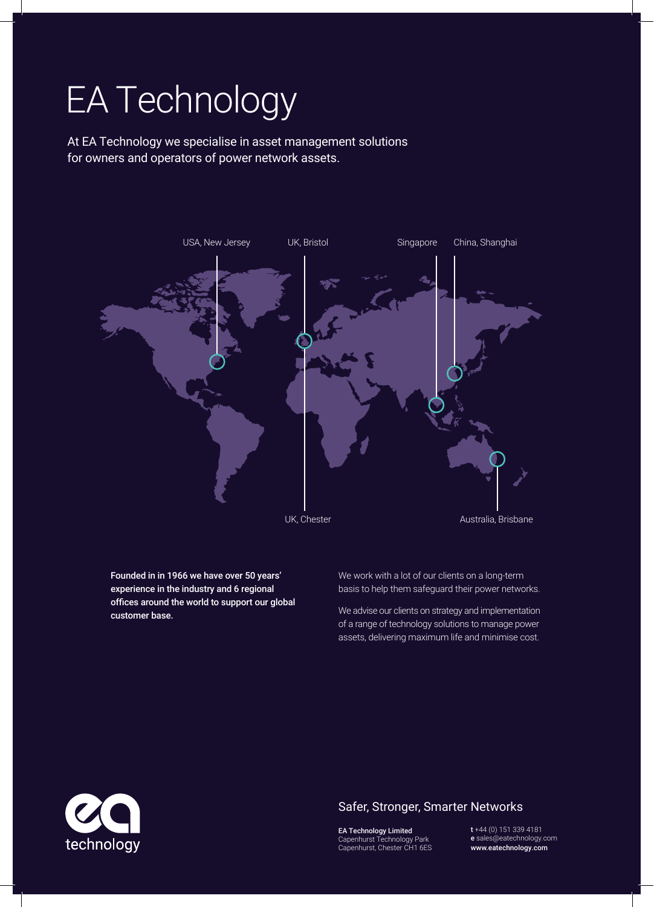# EA Technology

At EA Technology we specialise in asset management solutions for owners and operators of power network assets.

USA, New Jersey

UK, Bristol

Singapore

China, Shanghai

UK, Chester

Australia, Brisbane

**Founded in in 1966 we have over 50 years' experience in the industry and 6 regional offices around the world to support our global customer base.**

We work with a lot of our clients on a long-term basis to help them safeguard their power networks.

We advise our clients on strategy and implementation of a range of technology solutions to manage power assets, delivering maximum life and minimise cost.

ea technology

## Safer, Stronger, Smarter Networks

**EA Technology Limited**
Capenhurst Technology Park
Capenhurst, Chester CH1 6ES

**t** +44 (0) 151 339 4181
**e** sales@eatechnology.com
**www.eatechnology.com**